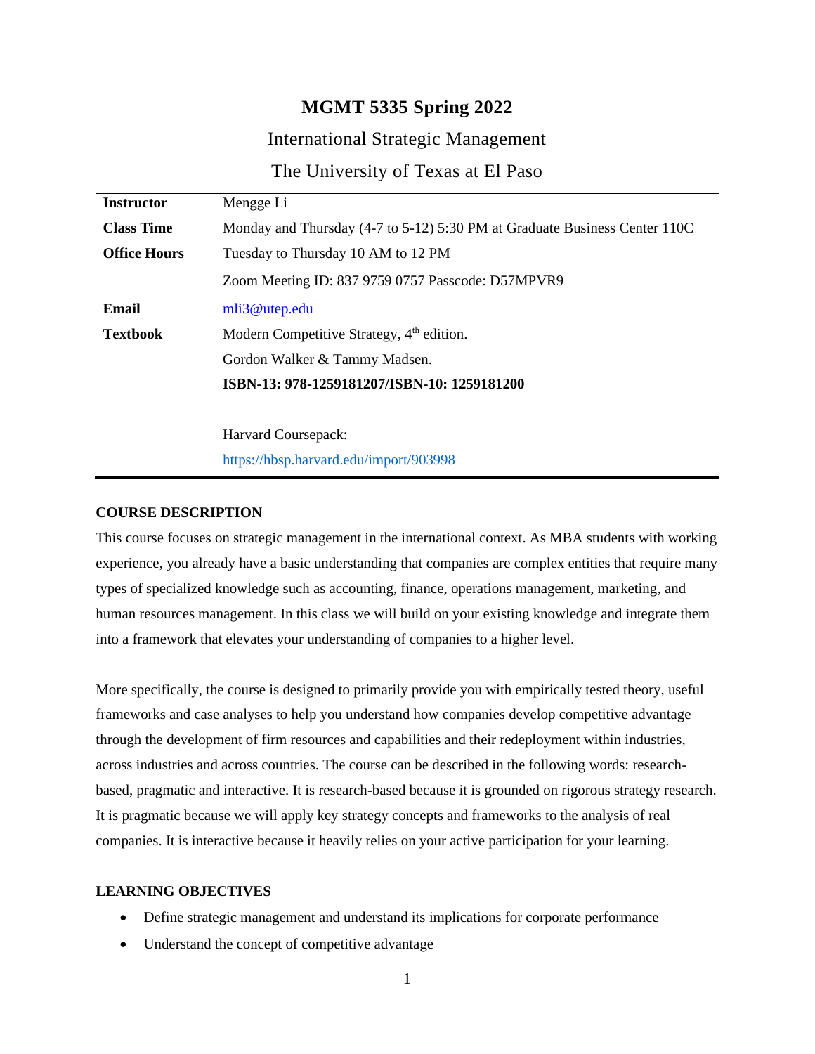# MGMT 5335 Spring 2022

## International Strategic Management

## The University of Texas at El Paso

| | |
|---|---|
| **Instructor** | Mengge Li |
| **Class Time** | Monday and Thursday (4-7 to 5-12) 5:30 PM at Graduate Business Center 110C |
| **Office Hours** | Tuesday to Thursday 10 AM to 12 PM |
| | Zoom Meeting ID: 837 9759 0757 Passcode: D57MPVR9 |
| **Email** | mli3@utep.edu |
| **Textbook** | Modern Competitive Strategy, 4th edition. |
| | Gordon Walker & Tammy Madsen. |
| | **ISBN-13: 978-1259181207/ISBN-10: 1259181200** |
| | Harvard Coursepack: |
| | https://hbsp.harvard.edu/import/903998 |

**COURSE DESCRIPTION**

This course focuses on strategic management in the international context. As MBA students with working experience, you already have a basic understanding that companies are complex entities that require many types of specialized knowledge such as accounting, finance, operations management, marketing, and human resources management. In this class we will build on your existing knowledge and integrate them into a framework that elevates your understanding of companies to a higher level.

More specifically, the course is designed to primarily provide you with empirically tested theory, useful frameworks and case analyses to help you understand how companies develop competitive advantage through the development of firm resources and capabilities and their redeployment within industries, across industries and across countries. The course can be described in the following words: research-based, pragmatic and interactive. It is research-based because it is grounded on rigorous strategy research. It is pragmatic because we will apply key strategy concepts and frameworks to the analysis of real companies. It is interactive because it heavily relies on your active participation for your learning.

**LEARNING OBJECTIVES**

- Define strategic management and understand its implications for corporate performance
- Understand the concept of competitive advantage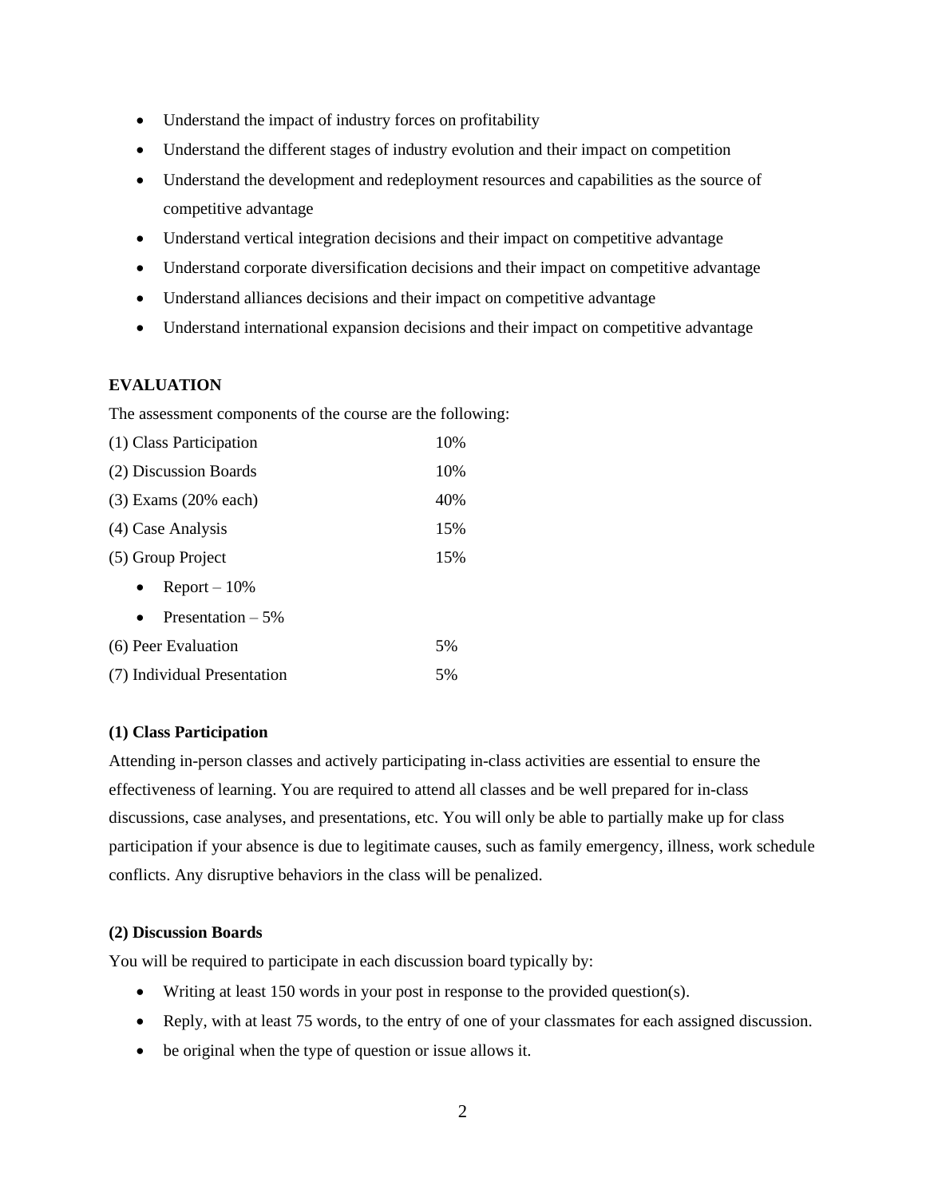- Understand the impact of industry forces on profitability
- Understand the different stages of industry evolution and their impact on competition
- Understand the development and redeployment resources and capabilities as the source of competitive advantage
- Understand vertical integration decisions and their impact on competitive advantage
- Understand corporate diversification decisions and their impact on competitive advantage
- Understand alliances decisions and their impact on competitive advantage
- Understand international expansion decisions and their impact on competitive advantage

**EVALUATION**

The assessment components of the course are the following:

| | |
|---|---|
| (1) Class Participation | 10% |
| (2) Discussion Boards | 10% |
| (3) Exams (20% each) | 40% |
| (4) Case Analysis | 15% |
| (5) Group Project | 15% |
| • Report – 10% | |
| • Presentation – 5% | |
| (6) Peer Evaluation | 5% |
| (7) Individual Presentation | 5% |

**(1) Class Participation**

Attending in-person classes and actively participating in-class activities are essential to ensure the effectiveness of learning. You are required to attend all classes and be well prepared for in-class discussions, case analyses, and presentations, etc. You will only be able to partially make up for class participation if your absence is due to legitimate causes, such as family emergency, illness, work schedule conflicts. Any disruptive behaviors in the class will be penalized.

**(2) Discussion Boards**

You will be required to participate in each discussion board typically by:

- Writing at least 150 words in your post in response to the provided question(s).
- Reply, with at least 75 words, to the entry of one of your classmates for each assigned discussion.
- be original when the type of question or issue allows it.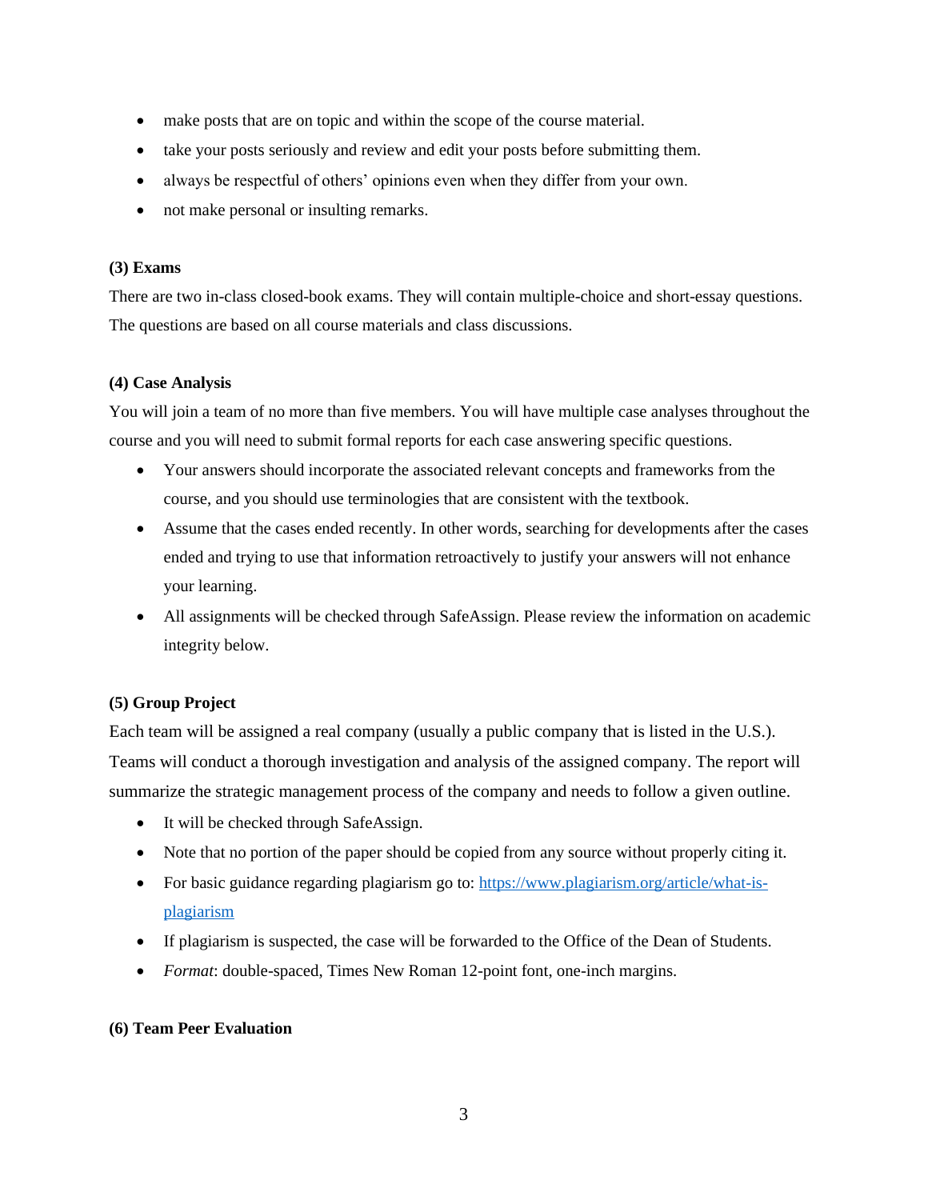- make posts that are on topic and within the scope of the course material.
- take your posts seriously and review and edit your posts before submitting them.
- always be respectful of others' opinions even when they differ from your own.
- not make personal or insulting remarks.

**(3) Exams**

There are two in-class closed-book exams. They will contain multiple-choice and short-essay questions. The questions are based on all course materials and class discussions.

**(4) Case Analysis**

You will join a team of no more than five members. You will have multiple case analyses throughout the course and you will need to submit formal reports for each case answering specific questions.

- Your answers should incorporate the associated relevant concepts and frameworks from the course, and you should use terminologies that are consistent with the textbook.
- Assume that the cases ended recently. In other words, searching for developments after the cases ended and trying to use that information retroactively to justify your answers will not enhance your learning.
- All assignments will be checked through SafeAssign. Please review the information on academic integrity below.

**(5) Group Project**

Each team will be assigned a real company (usually a public company that is listed in the U.S.). Teams will conduct a thorough investigation and analysis of the assigned company. The report will summarize the strategic management process of the company and needs to follow a given outline.

- It will be checked through SafeAssign.
- Note that no portion of the paper should be copied from any source without properly citing it.
- For basic guidance regarding plagiarism go to: [https://www.plagiarism.org/article/what-is-plagiarism](https://www.plagiarism.org/article/what-is-plagiarism)
- If plagiarism is suspected, the case will be forwarded to the Office of the Dean of Students.
- *Format*: double-spaced, Times New Roman 12-point font, one-inch margins.

**(6) Team Peer Evaluation**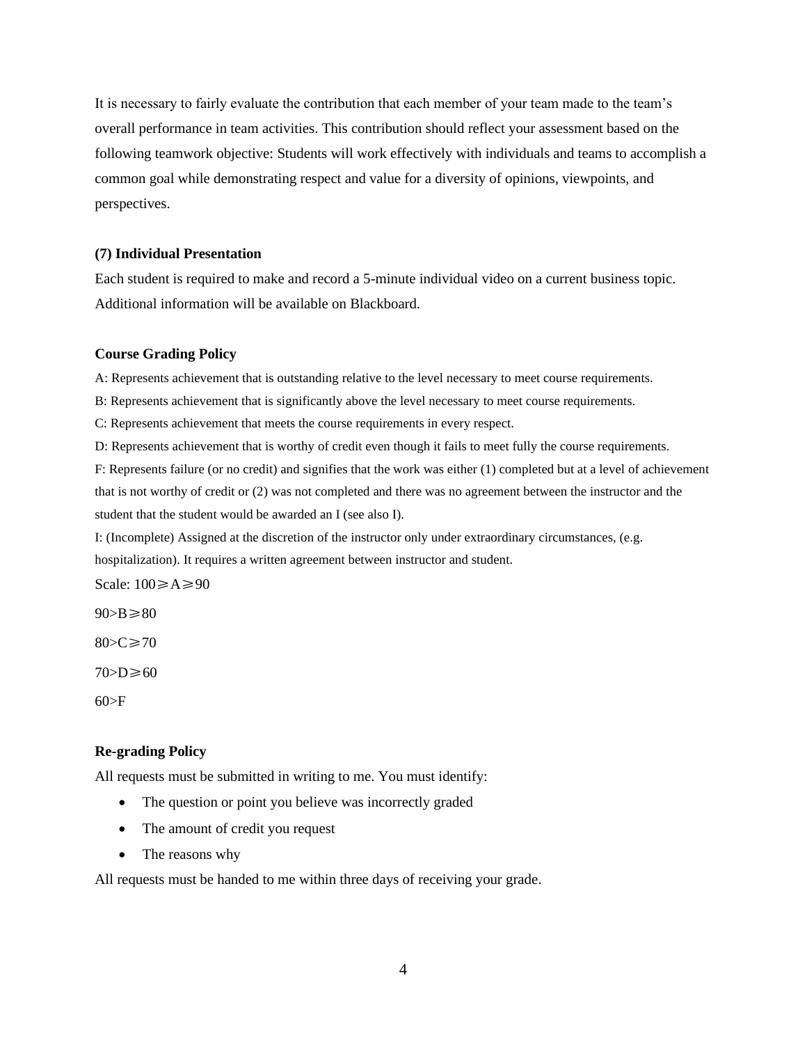It is necessary to fairly evaluate the contribution that each member of your team made to the team's overall performance in team activities. This contribution should reflect your assessment based on the following teamwork objective: Students will work effectively with individuals and teams to accomplish a common goal while demonstrating respect and value for a diversity of opinions, viewpoints, and perspectives.

**(7) Individual Presentation**

Each student is required to make and record a 5-minute individual video on a current business topic. Additional information will be available on Blackboard.

**Course Grading Policy**

A: Represents achievement that is outstanding relative to the level necessary to meet course requirements.

B: Represents achievement that is significantly above the level necessary to meet course requirements.

C: Represents achievement that meets the course requirements in every respect.

D: Represents achievement that is worthy of credit even though it fails to meet fully the course requirements.

F: Represents failure (or no credit) and signifies that the work was either (1) completed but at a level of achievement that is not worthy of credit or (2) was not completed and there was no agreement between the instructor and the student that the student would be awarded an I (see also I).

I: (Incomplete) Assigned at the discretion of the instructor only under extraordinary circumstances, (e.g. hospitalization). It requires a written agreement between instructor and student.

Scale: $100 \geqslant A \geqslant 90$

$90 > B \geqslant 80$

$80 > C \geqslant 70$

$70 > D \geqslant 60$

$60 > F$

**Re-grading Policy**

All requests must be submitted in writing to me. You must identify:

- The question or point you believe was incorrectly graded
- The amount of credit you request
- The reasons why

All requests must be handed to me within three days of receiving your grade.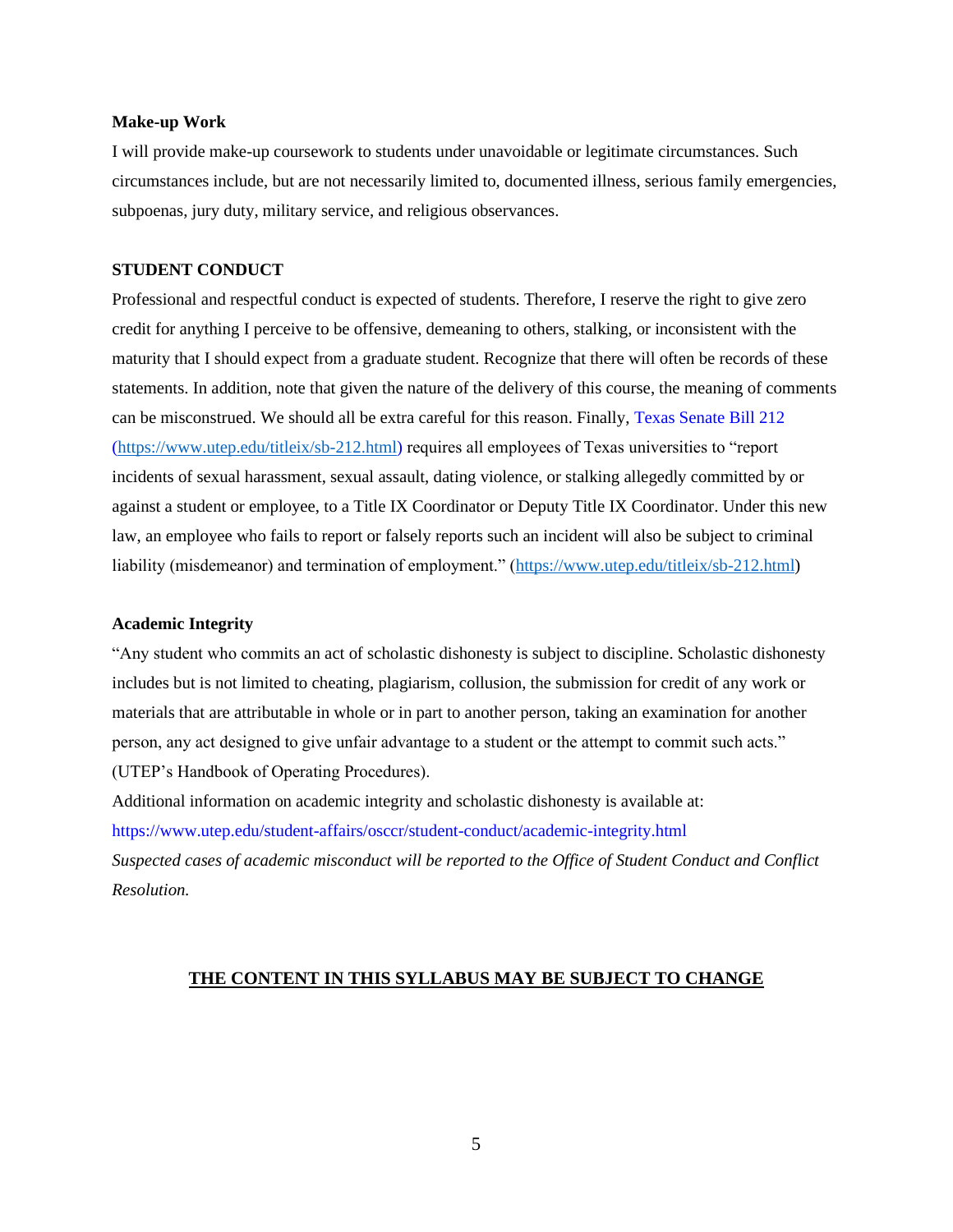### Make-up Work

I will provide make-up coursework to students under unavoidable or legitimate circumstances. Such circumstances include, but are not necessarily limited to, documented illness, serious family emergencies, subpoenas, jury duty, military service, and religious observances.

### STUDENT CONDUCT

Professional and respectful conduct is expected of students. Therefore, I reserve the right to give zero credit for anything I perceive to be offensive, demeaning to others, stalking, or inconsistent with the maturity that I should expect from a graduate student. Recognize that there will often be records of these statements. In addition, note that given the nature of the delivery of this course, the meaning of comments can be misconstrued. We should all be extra careful for this reason. Finally, Texas Senate Bill 212 (https://www.utep.edu/titleix/sb-212.html) requires all employees of Texas universities to "report incidents of sexual harassment, sexual assault, dating violence, or stalking allegedly committed by or against a student or employee, to a Title IX Coordinator or Deputy Title IX Coordinator. Under this new law, an employee who fails to report or falsely reports such an incident will also be subject to criminal liability (misdemeanor) and termination of employment." (https://www.utep.edu/titleix/sb-212.html)

### Academic Integrity

"Any student who commits an act of scholastic dishonesty is subject to discipline. Scholastic dishonesty includes but is not limited to cheating, plagiarism, collusion, the submission for credit of any work or materials that are attributable in whole or in part to another person, taking an examination for another person, any act designed to give unfair advantage to a student or the attempt to commit such acts." (UTEP's Handbook of Operating Procedures).

Additional information on academic integrity and scholastic dishonesty is available at: https://www.utep.edu/student-affairs/osccr/student-conduct/academic-integrity.html

*Suspected cases of academic misconduct will be reported to the Office of Student Conduct and Conflict Resolution.*

**THE CONTENT IN THIS SYLLABUS MAY BE SUBJECT TO CHANGE**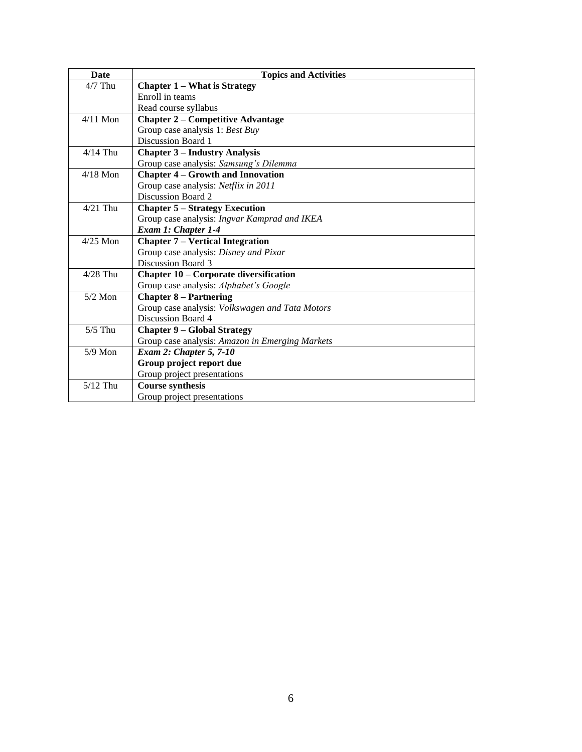| Date | Topics and Activities |
|---|---|
| 4/7 Thu | **Chapter 1 – What is Strategy**<br>Enroll in teams<br>Read course syllabus |
| 4/11 Mon | **Chapter 2 – Competitive Advantage**<br>Group case analysis 1: *Best Buy*<br>Discussion Board 1 |
| 4/14 Thu | **Chapter 3 – Industry Analysis**<br>Group case analysis: *Samsung's Dilemma* |
| 4/18 Mon | **Chapter 4 – Growth and Innovation**<br>Group case analysis: *Netflix in 2011*<br>Discussion Board 2 |
| 4/21 Thu | **Chapter 5 – Strategy Execution**<br>Group case analysis: *Ingvar Kamprad and IKEA*<br>***Exam 1: Chapter 1-4*** |
| 4/25 Mon | **Chapter 7 – Vertical Integration**<br>Group case analysis: *Disney and Pixar*<br>Discussion Board 3 |
| 4/28 Thu | **Chapter 10 – Corporate diversification**<br>Group case analysis: *Alphabet's Google* |
| 5/2 Mon | **Chapter 8 – Partnering**<br>Group case analysis: *Volkswagen and Tata Motors*<br>Discussion Board 4 |
| 5/5 Thu | **Chapter 9 – Global Strategy**<br>Group case analysis: *Amazon in Emerging Markets* |
| 5/9 Mon | ***Exam 2: Chapter 5, 7-10***<br>**Group project report due**<br>Group project presentations |
| 5/12 Thu | **Course synthesis**<br>Group project presentations |